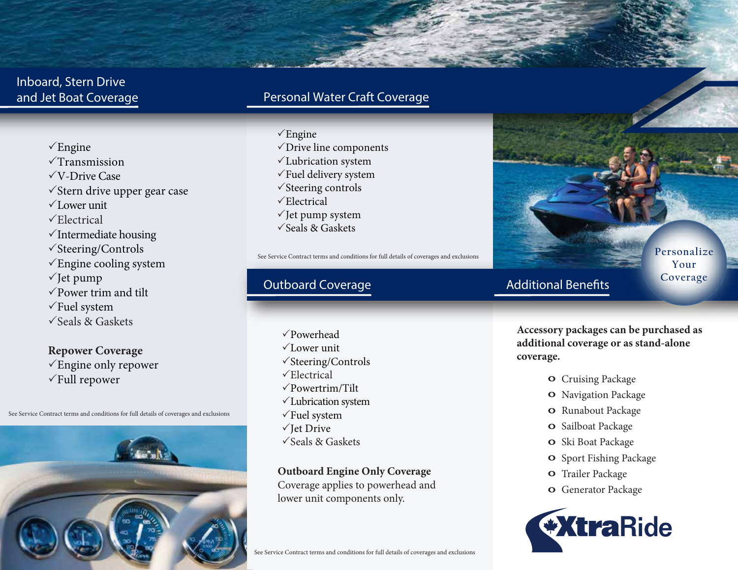## Inboard, Stern Drive and Jet Boat Coverage

- ✓Engine
- ✓Transmission
- ✓V-Drive Case
- ✓Stern drive upper gear case
- ✓Lower unit
- ✓Electrical
- ✓Intermediate housing
- ✓Steering/Controls
- ✓Engine cooling system
- ✓Jet pump
- ✓Power trim and tilt
- ✓Fuel system
- ✓Seals & Gaskets

**Repower Coverage**

- ✓Engine only repower
- ✓Full repower

See Service Contract terms and conditions for full details of coverages and exclusions

## Personal Water Craft Coverage

- ✓Engine
- ✓Drive line components
- ✓Lubrication system
- ✓Fuel delivery system
- ✓Steering controls
- ✓Electrical
- ✓Jet pump system
- ✓Seals & Gaskets

See Service Contract terms and conditions for full details of coverages and exclusions

## Outboard Coverage

- ✓Powerhead
- ✓Lower unit
- ✓Steering/Controls
- ✓Electrical
- ✓Powertrim/Tilt
- ✓Lubrication system
- ✓Fuel system
- ✓Jet Drive
- ✓Seals & Gaskets

**Outboard Engine Only Coverage**

Coverage applies to powerhead and lower unit components only.

See Service Contract terms and conditions for full details of coverages and exclusions

Personalize Your Coverage

## Additional Benefits

**Accessory packages can be purchased as additional coverage or as stand-alone coverage.**

- Cruising Package
- Navigation Package
- Runabout Package
- Sailboat Package
- Ski Boat Package
- Sport Fishing Package
- Trailer Package
- Generator Package

XtraRide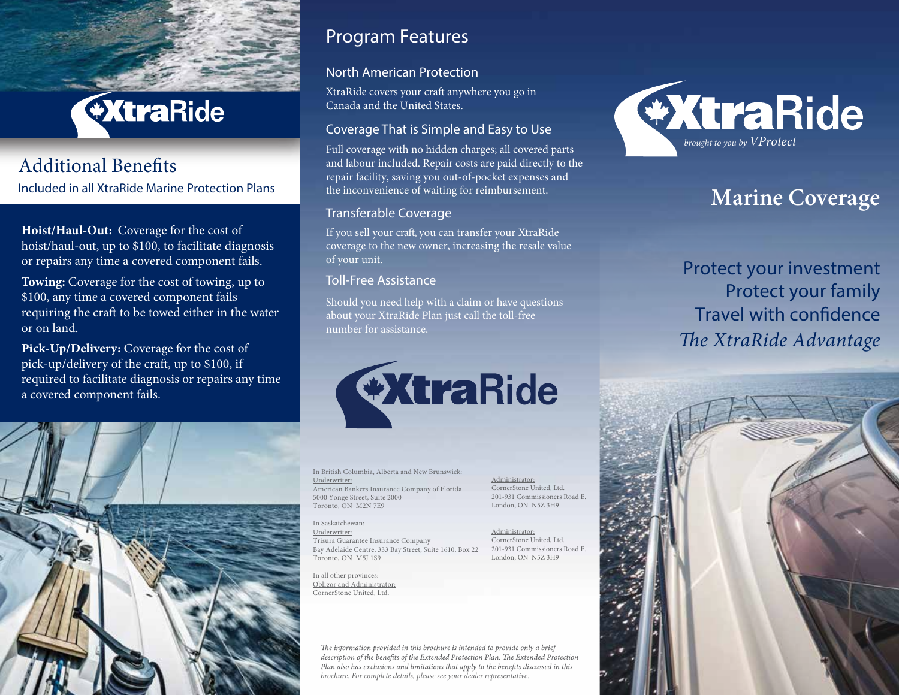XtraRide

## Additional Benefits

Included in all XtraRide Marine Protection Plans

**Hoist/Haul-Out:** Coverage for the cost of hoist/haul-out, up to $100, to facilitate diagnosis or repairs any time a covered component fails.

**Towing:** Coverage for the cost of towing, up to $100, any time a covered component fails requiring the craft to be towed either in the water or on land.

**Pick-Up/Delivery:** Coverage for the cost of pick-up/delivery of the craft, up to $100, if required to facilitate diagnosis or repairs any time a covered component fails.

## Program Features

### North American Protection

XtraRide covers your craft anywhere you go in Canada and the United States.

### Coverage That is Simple and Easy to Use

Full coverage with no hidden charges; all covered parts and labour included. Repair costs are paid directly to the repair facility, saving you out-of-pocket expenses and the inconvenience of waiting for reimbursement.

### Transferable Coverage

If you sell your craft, you can transfer your XtraRide coverage to the new owner, increasing the resale value of your unit.

### Toll-Free Assistance

Should you need help with a claim or have questions about your XtraRide Plan just call the toll-free number for assistance.

XtraRide

In British Columbia, Alberta and New Brunswick:
Underwriter:
American Bankers Insurance Company of Florida
5000 Yonge Street, Suite 2000
Toronto, ON M2N 7E9

Administrator:
CornerStone United, Ltd.
201-931 Commissioners Road E.
London, ON N5Z 3H9

In Saskatchewan:
Underwriter:
Trisura Guarantee Insurance Company
Bay Adelaide Centre, 333 Bay Street, Suite 1610, Box 22
Toronto, ON M5J 1S9

Administrator:
CornerStone United, Ltd.
201-931 Commissioners Road E.
London, ON N5Z 3H9

In all other provinces:
Obligor and Administrator:
CornerStone United, Ltd.

*The information provided in this brochure is intended to provide only a brief description of the benefits of the Extended Protection Plan. The Extended Protection Plan also has exclusions and limitations that apply to the benefits discussed in this brochure. For complete details, please see your dealer representative.*

XtraRide *brought to you by VProtect*

# Marine Coverage

Protect your investment
Protect your family
Travel with confidence
*The XtraRide Advantage*